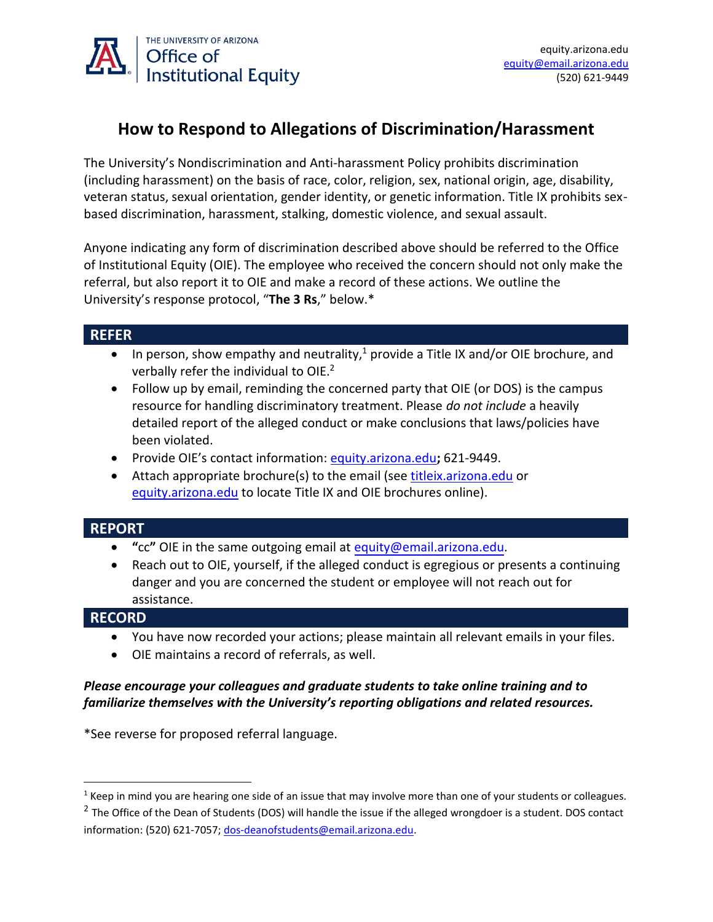THE UNIVERSITY OF ARIZONA
Office of Institutional Equity

equity.arizona.edu
equity@email.arizona.edu
(520) 621-9449

# How to Respond to Allegations of Discrimination/Harassment

The University's Nondiscrimination and Anti-harassment Policy prohibits discrimination (including harassment) on the basis of race, color, religion, sex, national origin, age, disability, veteran status, sexual orientation, gender identity, or genetic information. Title IX prohibits sex-based discrimination, harassment, stalking, domestic violence, and sexual assault.

Anyone indicating any form of discrimination described above should be referred to the Office of Institutional Equity (OIE). The employee who received the concern should not only make the referral, but also report it to OIE and make a record of these actions. We outline the University's response protocol, "**The 3 Rs**," below.*

## REFER

- In person, show empathy and neutrality,[1] provide a Title IX and/or OIE brochure, and verbally refer the individual to OIE.[2]
- Follow up by email, reminding the concerned party that OIE (or DOS) is the campus resource for handling discriminatory treatment. Please *do not include* a heavily detailed report of the alleged conduct or make conclusions that laws/policies have been violated.
- Provide OIE's contact information: equity.arizona.edu**;** 621-9449.
- Attach appropriate brochure(s) to the email (see titleix.arizona.edu or equity.arizona.edu to locate Title IX and OIE brochures online).

## REPORT

- **"**cc**"** OIE in the same outgoing email at equity@email.arizona.edu.
- Reach out to OIE, yourself, if the alleged conduct is egregious or presents a continuing danger and you are concerned the student or employee will not reach out for assistance.

## RECORD

- You have now recorded your actions; please maintain all relevant emails in your files.
- OIE maintains a record of referrals, as well.

***Please encourage your colleagues and graduate students to take online training and to familiarize themselves with the University's reporting obligations and related resources.***

*See reverse for proposed referral language.

---

[1] Keep in mind you are hearing one side of an issue that may involve more than one of your students or colleagues.

[2] The Office of the Dean of Students (DOS) will handle the issue if the alleged wrongdoer is a student. DOS contact information: (520) 621-7057; dos-deanofstudents@email.arizona.edu.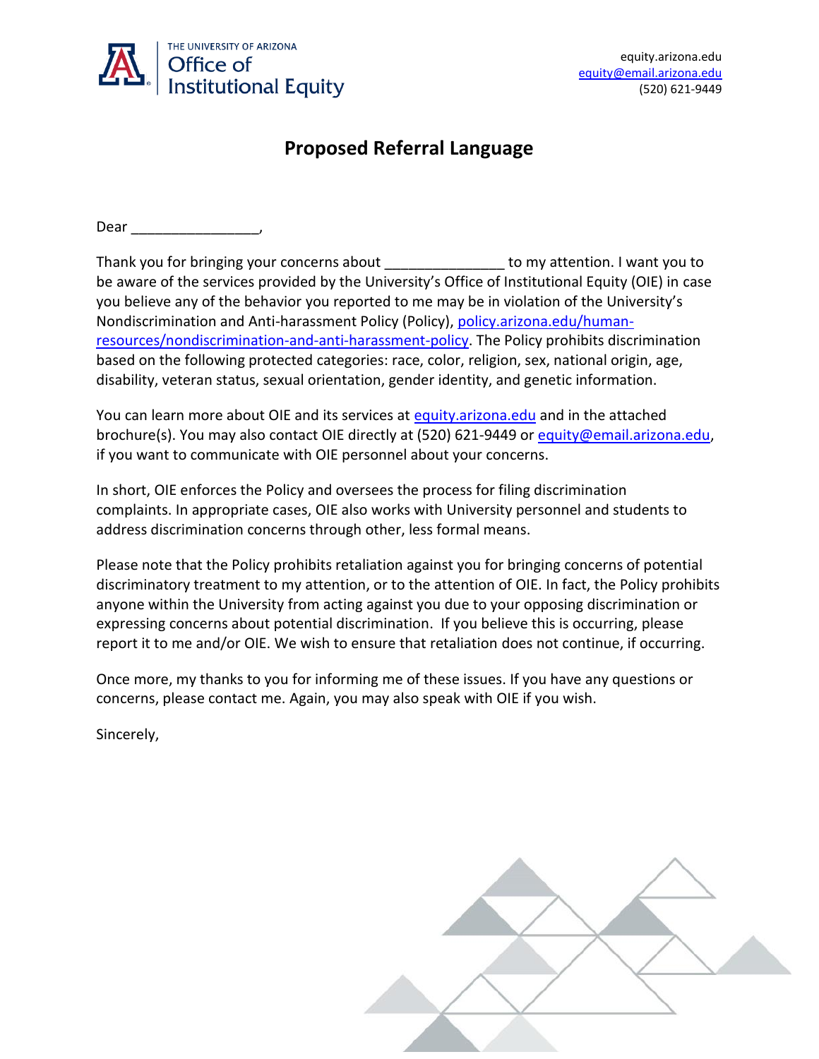THE UNIVERSITY OF ARIZONA
Office of Institutional Equity

equity.arizona.edu
equity@email.arizona.edu
(520) 621-9449

# Proposed Referral Language

Dear ________________,

Thank you for bringing your concerns about ______________ to my attention. I want you to be aware of the services provided by the University's Office of Institutional Equity (OIE) in case you believe any of the behavior you reported to me may be in violation of the University's Nondiscrimination and Anti-harassment Policy (Policy), [policy.arizona.edu/human-resources/nondiscrimination-and-anti-harassment-policy](policy.arizona.edu/human-resources/nondiscrimination-and-anti-harassment-policy). The Policy prohibits discrimination based on the following protected categories: race, color, religion, sex, national origin, age, disability, veteran status, sexual orientation, gender identity, and genetic information.

You can learn more about OIE and its services at [equity.arizona.edu](equity.arizona.edu) and in the attached brochure(s). You may also contact OIE directly at (520) 621-9449 or equity@email.arizona.edu, if you want to communicate with OIE personnel about your concerns.

In short, OIE enforces the Policy and oversees the process for filing discrimination complaints. In appropriate cases, OIE also works with University personnel and students to address discrimination concerns through other, less formal means.

Please note that the Policy prohibits retaliation against you for bringing concerns of potential discriminatory treatment to my attention, or to the attention of OIE. In fact, the Policy prohibits anyone within the University from acting against you due to your opposing discrimination or expressing concerns about potential discrimination. If you believe this is occurring, please report it to me and/or OIE. We wish to ensure that retaliation does not continue, if occurring.

Once more, my thanks to you for informing me of these issues. If you have any questions or concerns, please contact me. Again, you may also speak with OIE if you wish.

Sincerely,